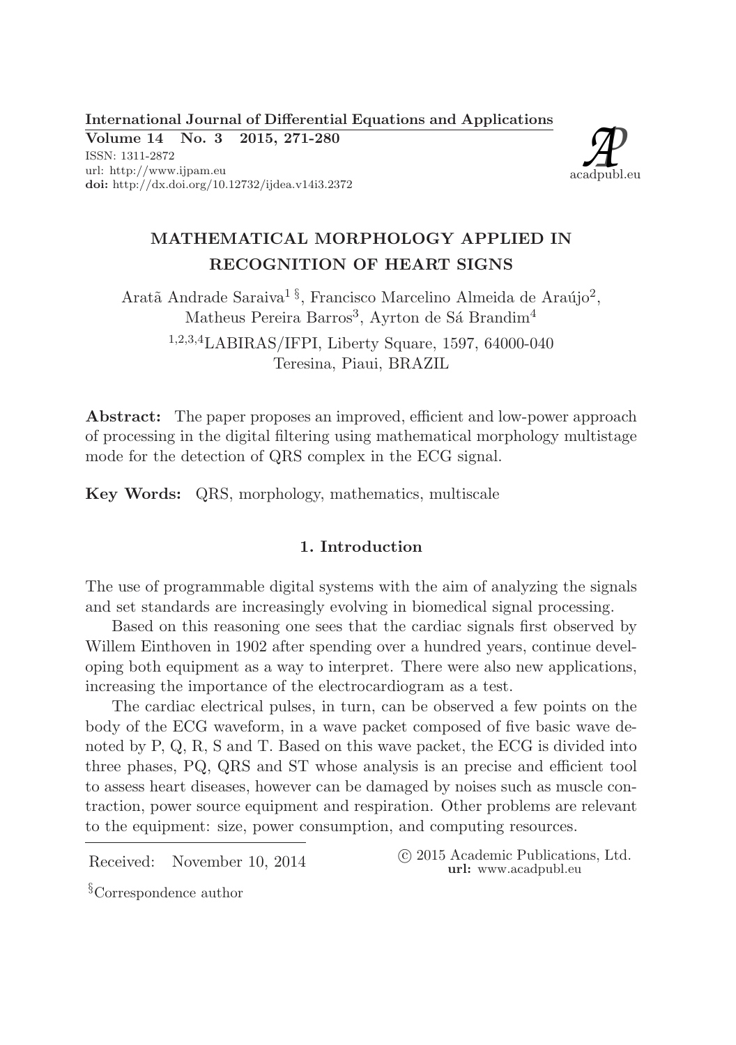# MATHEMATICAL MORPHOLOGY APPLIED IN RECOGNITION OF HEART SIGNS

Aratã Andrade Saraiva[1 §], Francisco Marcelino Almeida de Araújo[2], Matheus Pereira Barros[3], Ayrton de Sá Brandim[4]

[1,2,3,4]LABIRAS/IFPI, Liberty Square, 1597, 64000-040
Teresina, Piaui, BRAZIL

**Abstract:** The paper proposes an improved, efficient and low-power approach of processing in the digital filtering using mathematical morphology multistage mode for the detection of QRS complex in the ECG signal.

**Key Words:** QRS, morphology, mathematics, multiscale

## 1. Introduction

The use of programmable digital systems with the aim of analyzing the signals and set standards are increasingly evolving in biomedical signal processing.

Based on this reasoning one sees that the cardiac signals first observed by Willem Einthoven in 1902 after spending over a hundred years, continue developing both equipment as a way to interpret. There were also new applications, increasing the importance of the electrocardiogram as a test.

The cardiac electrical pulses, in turn, can be observed a few points on the body of the ECG waveform, in a wave packet composed of five basic wave denoted by P, Q, R, S and T. Based on this wave packet, the ECG is divided into three phases, PQ, QRS and ST whose analysis is an precise and efficient tool to assess heart diseases, however can be damaged by noises such as muscle contraction, power source equipment and respiration. Other problems are relevant to the equipment: size, power consumption, and computing resources.

Received: November 10, 2014

© 2015 Academic Publications, Ltd.
**url:** www.acadpubl.eu

[§]Correspondence author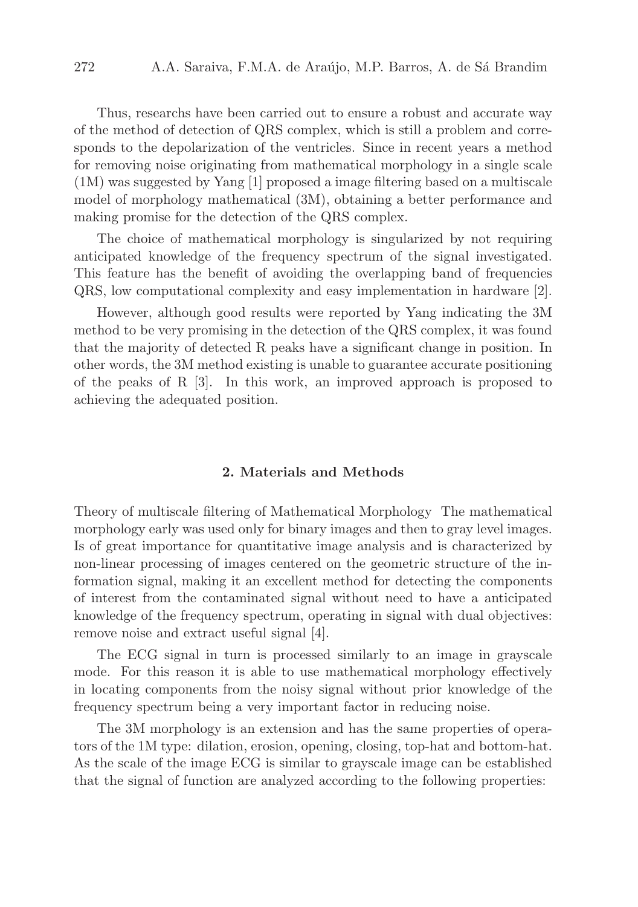Thus, researchs have been carried out to ensure a robust and accurate way of the method of detection of QRS complex, which is still a problem and corresponds to the depolarization of the ventricles. Since in recent years a method for removing noise originating from mathematical morphology in a single scale (1M) was suggested by Yang [1] proposed a image filtering based on a multiscale model of morphology mathematical (3M), obtaining a better performance and making promise for the detection of the QRS complex.

The choice of mathematical morphology is singularized by not requiring anticipated knowledge of the frequency spectrum of the signal investigated. This feature has the benefit of avoiding the overlapping band of frequencies QRS, low computational complexity and easy implementation in hardware [2].

However, although good results were reported by Yang indicating the 3M method to be very promising in the detection of the QRS complex, it was found that the majority of detected R peaks have a significant change in position. In other words, the 3M method existing is unable to guarantee accurate positioning of the peaks of R [3]. In this work, an improved approach is proposed to achieving the adequated position.

## 2. Materials and Methods

Theory of multiscale filtering of Mathematical Morphology The mathematical morphology early was used only for binary images and then to gray level images. Is of great importance for quantitative image analysis and is characterized by non-linear processing of images centered on the geometric structure of the information signal, making it an excellent method for detecting the components of interest from the contaminated signal without need to have a anticipated knowledge of the frequency spectrum, operating in signal with dual objectives: remove noise and extract useful signal [4].

The ECG signal in turn is processed similarly to an image in grayscale mode. For this reason it is able to use mathematical morphology effectively in locating components from the noisy signal without prior knowledge of the frequency spectrum being a very important factor in reducing noise.

The 3M morphology is an extension and has the same properties of operators of the 1M type: dilation, erosion, opening, closing, top-hat and bottom-hat. As the scale of the image ECG is similar to grayscale image can be established that the signal of function are analyzed according to the following properties: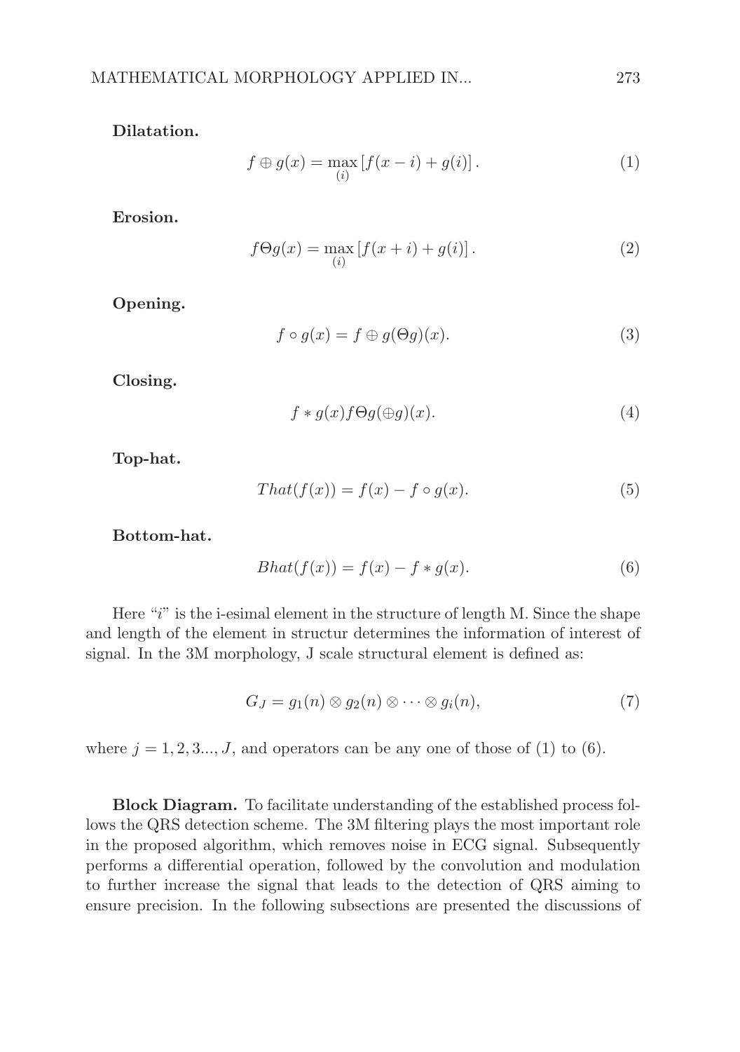**Dilatation.**

$$f \oplus g(x) = \max_{(i)} \left[ f(x - i) + g(i) \right]. \tag{1}$$

**Erosion.**

$$f \Theta g(x) = \max_{(i)} \left[ f(x + i) + g(i) \right]. \tag{2}$$

**Opening.**

$$f \circ g(x) = f \oplus g(\Theta g)(x). \tag{3}$$

**Closing.**

$$f * g(x) f \Theta g(\oplus g)(x). \tag{4}$$

**Top-hat.**

$$That(f(x)) = f(x) - f \circ g(x). \tag{5}$$

**Bottom-hat.**

$$Bhat(f(x)) = f(x) - f * g(x). \tag{6}$$

Here "$i$" is the i-esimal element in the structure of length M. Since the shape and length of the element in structur determines the information of interest of signal. In the 3M morphology, J scale structural element is defined as:

$$G_J = g_1(n) \otimes g_2(n) \otimes \cdots \otimes g_i(n), \tag{7}$$

where $j = 1, 2, 3..., J$, and operators can be any one of those of (1) to (6).

**Block Diagram.** To facilitate understanding of the established process follows the QRS detection scheme. The 3M filtering plays the most important role in the proposed algorithm, which removes noise in ECG signal. Subsequently performs a differential operation, followed by the convolution and modulation to further increase the signal that leads to the detection of QRS aiming to ensure precision. In the following subsections are presented the discussions of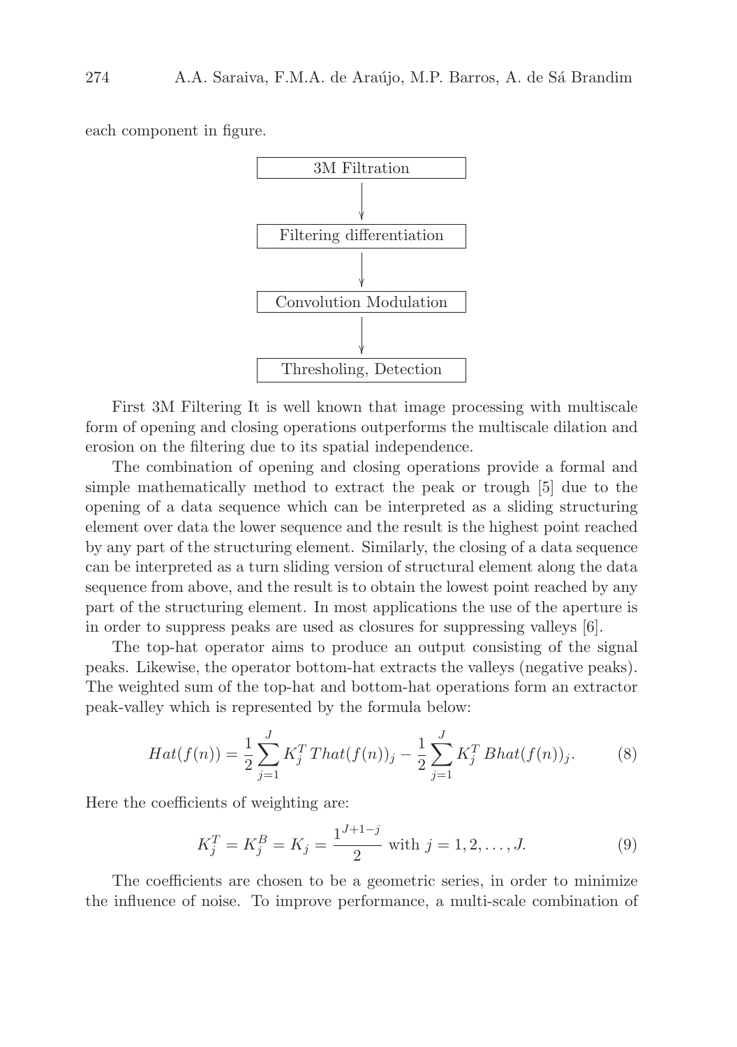each component in figure.

3M Filtration

Filtering differentiation

Convolution Modulation

Thresholing, Detection

First 3M Filtering It is well known that image processing with multiscale form of opening and closing operations outperforms the multiscale dilation and erosion on the filtering due to its spatial independence.

The combination of opening and closing operations provide a formal and simple mathematically method to extract the peak or trough [5] due to the opening of a data sequence which can be interpreted as a sliding structuring element over data the lower sequence and the result is the highest point reached by any part of the structuring element. Similarly, the closing of a data sequence can be interpreted as a turn sliding version of structural element along the data sequence from above, and the result is to obtain the lowest point reached by any part of the structuring element. In most applications the use of the aperture is in order to suppress peaks are used as closures for suppressing valleys [6].

The top-hat operator aims to produce an output consisting of the signal peaks. Likewise, the operator bottom-hat extracts the valleys (negative peaks). The weighted sum of the top-hat and bottom-hat operations form an extractor peak-valley which is represented by the formula below:

$$Hat(f(n)) = \frac{1}{2}\sum_{j=1}^{J} K_j^T\, That(f(n))_j - \frac{1}{2}\sum_{j=1}^{J} K_j^T\, Bhat(f(n))_j. \qquad (8)$$

Here the coefficients of weighting are:

$$K_j^T = K_j^B = K_j = \frac{1^{J+1-j}}{2} \text{ with } j = 1, 2, \ldots, J. \qquad (9)$$

The coefficients are chosen to be a geometric series, in order to minimize the influence of noise. To improve performance, a multi-scale combination of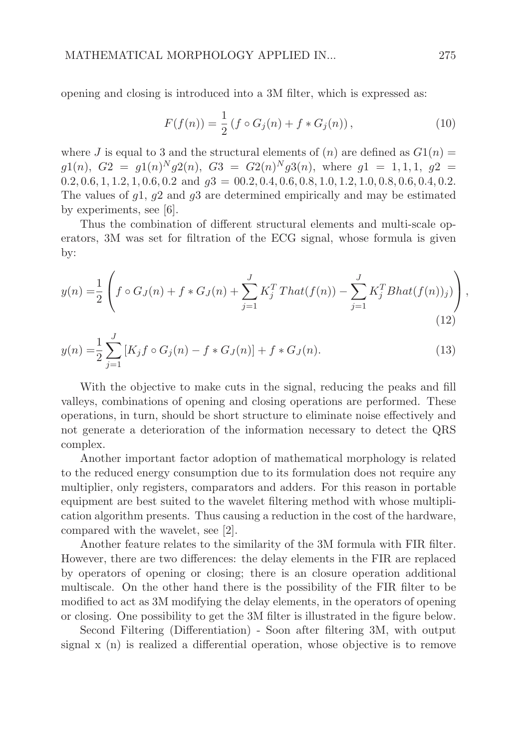opening and closing is introduced into a 3M filter, which is expressed as:

$$F(f(n)) = \frac{1}{2}\left(f \circ G_j(n) + f * G_j(n)\right), \tag{10}$$

where $J$ is equal to 3 and the structural elements of $(n)$ are defined as $G1(n) = g1(n)$, $G2 = g1(n)^N g2(n)$, $G3 = G2(n)^N g3(n)$, where $g1 = 1, 1, 1$, $g2 = 0.2, 0.6, 1, 1.2, 1, 0.6, 0.2$ and $g3 = 00.2, 0.4, 0.6, 0.8, 1.0, 1.2, 1.0, 0.8, 0.6, 0.4, 0.2$. The values of $g1$, $g2$ and $g3$ are determined empirically and may be estimated by experiments, see [6].

Thus the combination of different structural elements and multi-scale operators, 3M was set for filtration of the ECG signal, whose formula is given by:

$$y(n) = \frac{1}{2}\left(f \circ G_J(n) + f * G_J(n) + \sum_{j=1}^{J} K_j^T\, That(f(n)) - \sum_{j=1}^{J} K_j^T\, Bhat(f(n))_j)\right), \tag{12}$$

$$y(n) = \frac{1}{2}\sum_{j=1}^{J}\left[K_j f \circ G_j(n) - f * G_J(n)\right] + f * G_J(n). \tag{13}$$

With the objective to make cuts in the signal, reducing the peaks and fill valleys, combinations of opening and closing operations are performed. These operations, in turn, should be short structure to eliminate noise effectively and not generate a deterioration of the information necessary to detect the QRS complex.

Another important factor adoption of mathematical morphology is related to the reduced energy consumption due to its formulation does not require any multiplier, only registers, comparators and adders. For this reason in portable equipment are best suited to the wavelet filtering method with whose multiplication algorithm presents. Thus causing a reduction in the cost of the hardware, compared with the wavelet, see [2].

Another feature relates to the similarity of the 3M formula with FIR filter. However, there are two differences: the delay elements in the FIR are replaced by operators of opening or closing; there is an closure operation additional multiscale. On the other hand there is the possibility of the FIR filter to be modified to act as 3M modifying the delay elements, in the operators of opening or closing. One possibility to get the 3M filter is illustrated in the figure below.

Second Filtering (Differentiation) - Soon after filtering 3M, with output signal x (n) is realized a differential operation, whose objective is to remove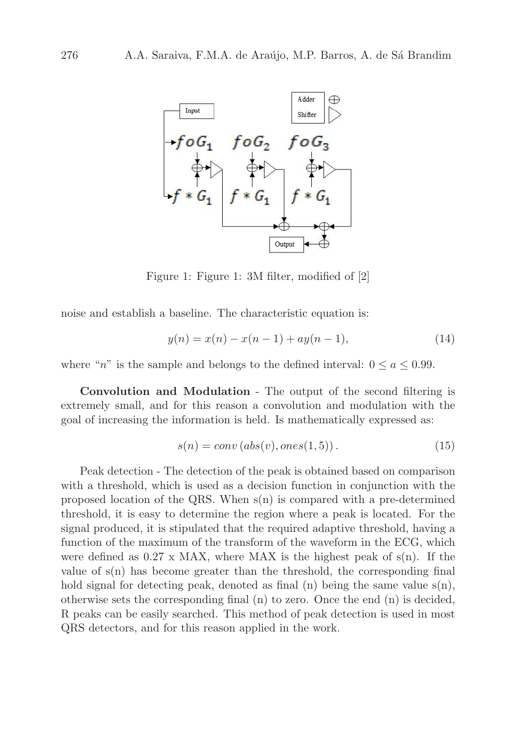Adder

Shifter

Input

$foG_1$ $foG_2$ $foG_3$

$f * G_1$ $f * G_1$ $f * G_1$

Output

Figure 1: Figure 1: 3M filter, modified of [2]

noise and establish a baseline. The characteristic equation is:

$$y(n) = x(n) - x(n-1) + ay(n-1), \tag{14}$$

where "$n$" is the sample and belongs to the defined interval: $0 \leq a \leq 0.99$.

**Convolution and Modulation** - The output of the second filtering is extremely small, and for this reason a convolution and modulation with the goal of increasing the information is held. Is mathematically expressed as:

$$s(n) = conv\left(abs(v), ones(1, 5)\right). \tag{15}$$

Peak detection - The detection of the peak is obtained based on comparison with a threshold, which is used as a decision function in conjunction with the proposed location of the QRS. When s(n) is compared with a pre-determined threshold, it is easy to determine the region where a peak is located. For the signal produced, it is stipulated that the required adaptive threshold, having a function of the maximum of the transform of the waveform in the ECG, which were defined as 0.27 x MAX, where MAX is the highest peak of s(n). If the value of s(n) has become greater than the threshold, the corresponding final hold signal for detecting peak, denoted as final (n) being the same value s(n), otherwise sets the corresponding final (n) to zero. Once the end (n) is decided, R peaks can be easily searched. This method of peak detection is used in most QRS detectors, and for this reason applied in the work.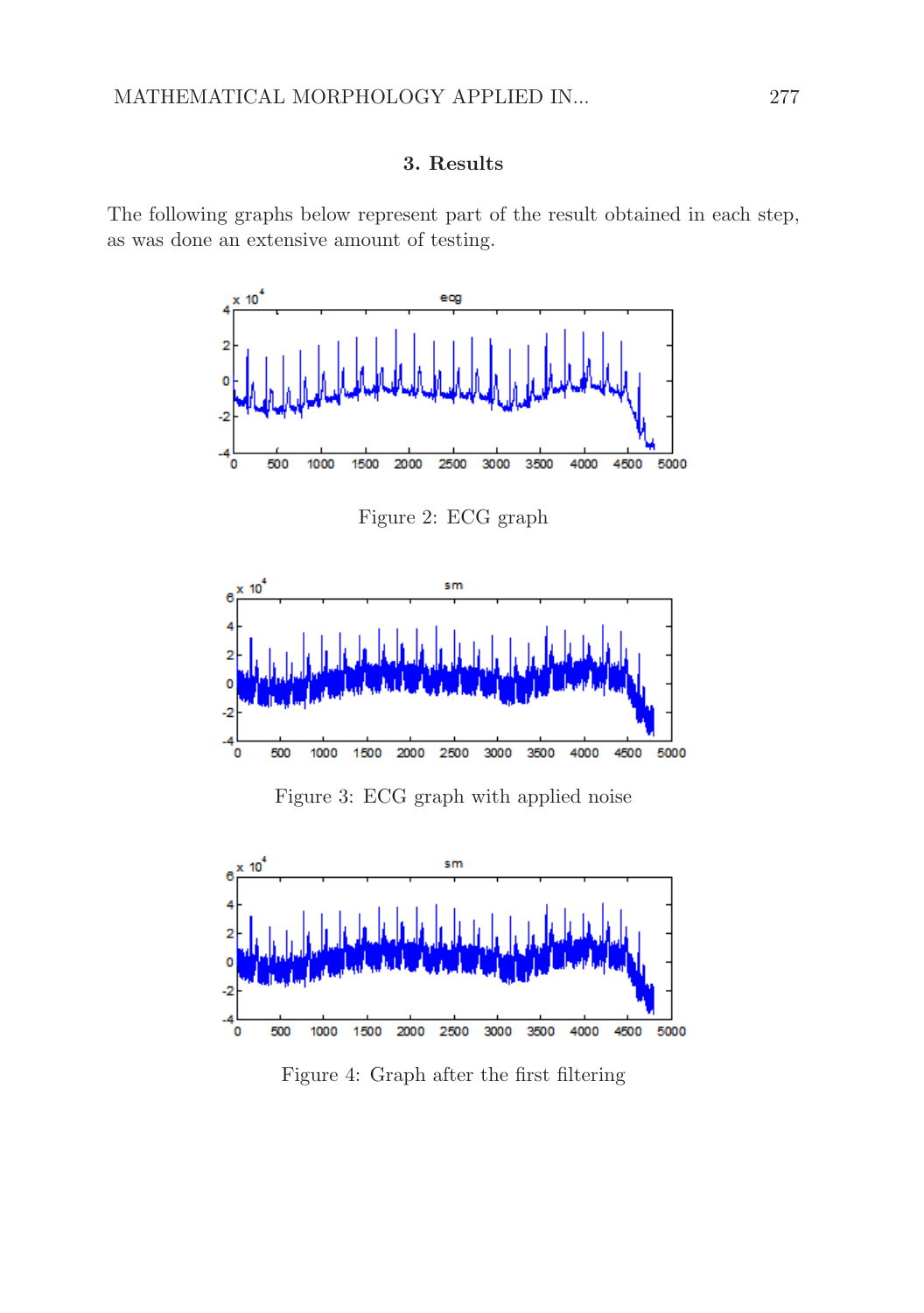## 3. Results

The following graphs below represent part of the result obtained in each step, as was done an extensive amount of testing.

x $10^4$
ecg
4
2
0
-2
-4
0 500 1000 1500 2000 2500 3000 3500 4000 4500 5000

Figure 2: ECG graph

x $10^4$
sm
6
4
2
0
-2
-4
0 500 1000 1500 2000 2500 3000 3500 4000 4500 5000

Figure 3: ECG graph with applied noise

x $10^4$
sm
6
4
2
0
-2
-4
0 500 1000 1500 2000 2500 3000 3500 4000 4500 5000

Figure 4: Graph after the first filtering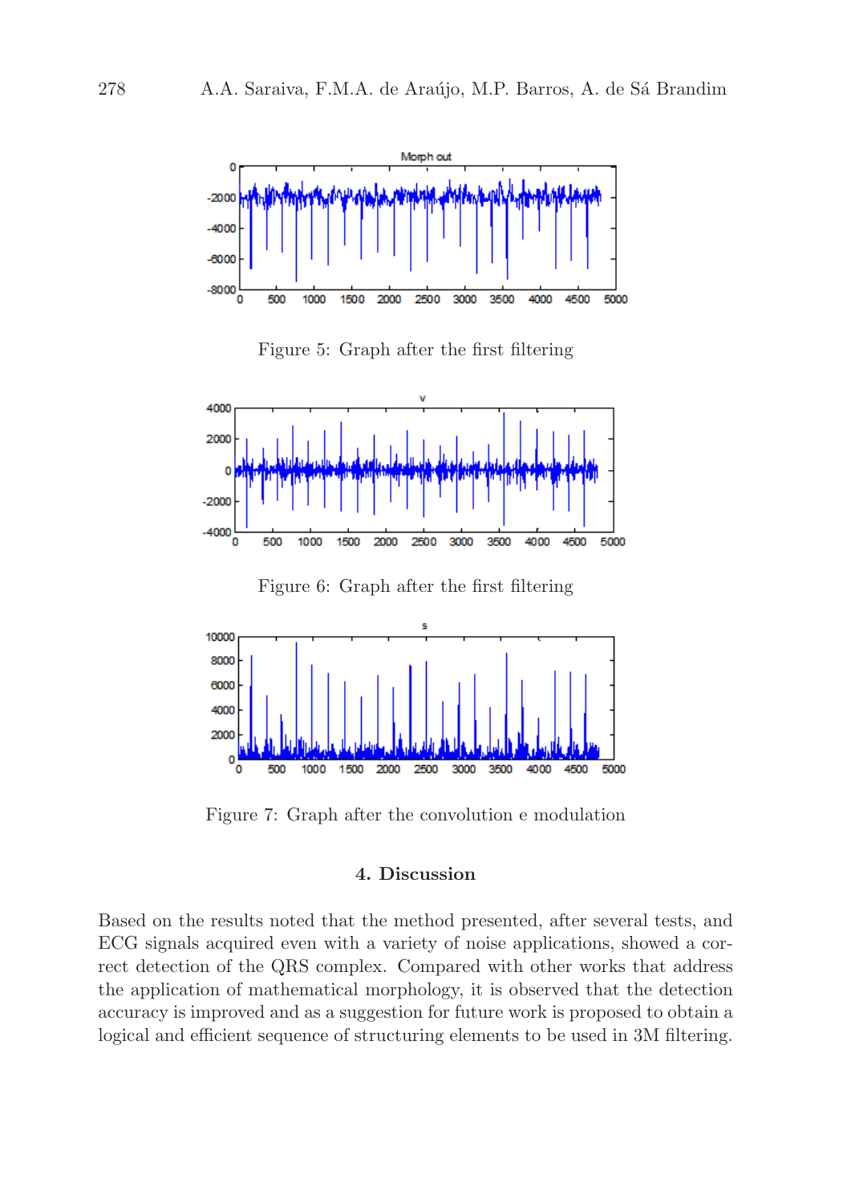Morph out

0
-2000
-4000
-6000
-8000
0 500 1000 1500 2000 2500 3000 3500 4000 4500 5000

Figure 5: Graph after the first filtering

v

4000
2000
0
-2000
-4000
0 500 1000 1500 2000 2500 3000 3500 4000 4500 5000

Figure 6: Graph after the first filtering

s

10000
8000
6000
4000
2000
0
0 500 1000 1500 2000 2500 3000 3500 4000 4500 5000

Figure 7: Graph after the convolution e modulation

## 4. Discussion

Based on the results noted that the method presented, after several tests, and ECG signals acquired even with a variety of noise applications, showed a correct detection of the QRS complex. Compared with other works that address the application of mathematical morphology, it is observed that the detection accuracy is improved and as a suggestion for future work is proposed to obtain a logical and efficient sequence of structuring elements to be used in 3M filtering.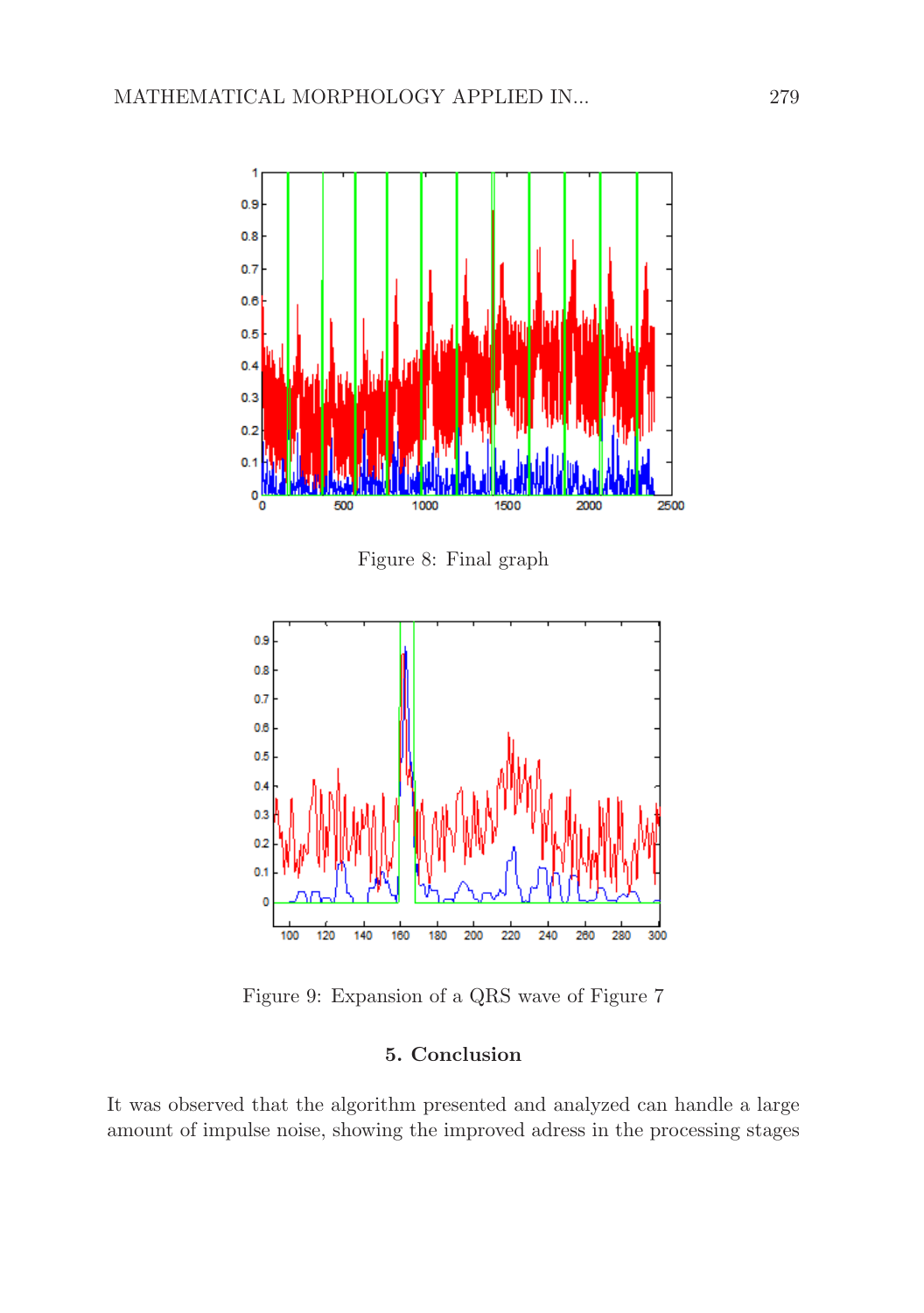1
0.9
0.8
0.7
0.6
0.5
0.4
0.3
0.2
0.1
0
0 500 1000 1500 2000 2500

Figure 8: Final graph

0.9
0.8
0.7
0.6
0.5
0.4
0.3
0.2
0.1
0
100 120 140 160 180 200 220 240 260 280 300

Figure 9: Expansion of a QRS wave of Figure 7

## 5. Conclusion

It was observed that the algorithm presented and analyzed can handle a large amount of impulse noise, showing the improved adress in the processing stages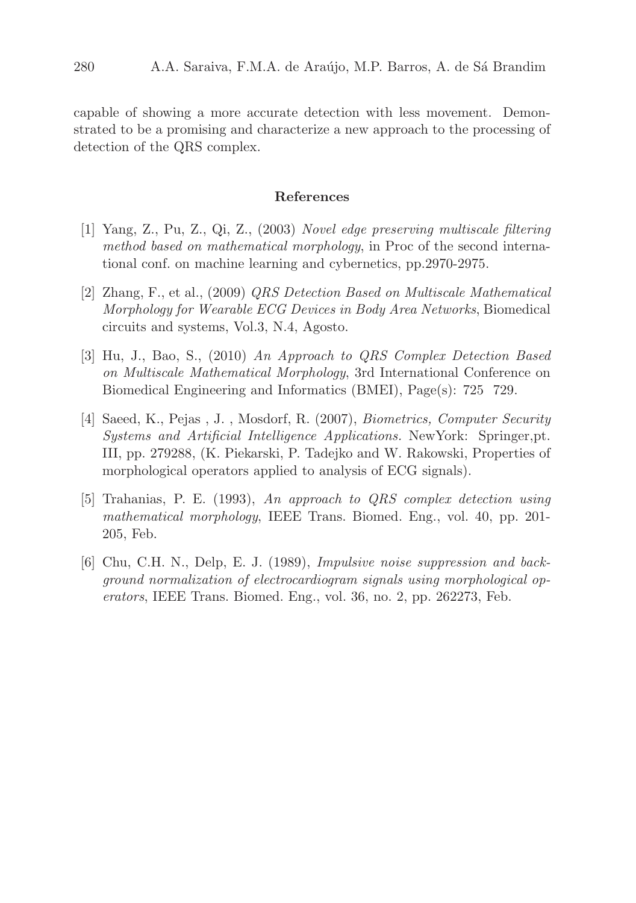capable of showing a more accurate detection with less movement. Demonstrated to be a promising and characterize a new approach to the processing of detection of the QRS complex.

## References

[1] Yang, Z., Pu, Z., Qi, Z., (2003) *Novel edge preserving multiscale filtering method based on mathematical morphology*, in Proc of the second international conf. on machine learning and cybernetics, pp.2970-2975.

[2] Zhang, F., et al., (2009) *QRS Detection Based on Multiscale Mathematical Morphology for Wearable ECG Devices in Body Area Networks*, Biomedical circuits and systems, Vol.3, N.4, Agosto.

[3] Hu, J., Bao, S., (2010) *An Approach to QRS Complex Detection Based on Multiscale Mathematical Morphology*, 3rd International Conference on Biomedical Engineering and Informatics (BMEI), Page(s): 725 729.

[4] Saeed, K., Pejas , J. , Mosdorf, R. (2007), *Biometrics, Computer Security Systems and Artificial Intelligence Applications.* NewYork: Springer,pt. III, pp. 279288, (K. Piekarski, P. Tadejko and W. Rakowski, Properties of morphological operators applied to analysis of ECG signals).

[5] Trahanias, P. E. (1993), *An approach to QRS complex detection using mathematical morphology*, IEEE Trans. Biomed. Eng., vol. 40, pp. 201-205, Feb.

[6] Chu, C.H. N., Delp, E. J. (1989), *Impulsive noise suppression and background normalization of electrocardiogram signals using morphological operators*, IEEE Trans. Biomed. Eng., vol. 36, no. 2, pp. 262273, Feb.